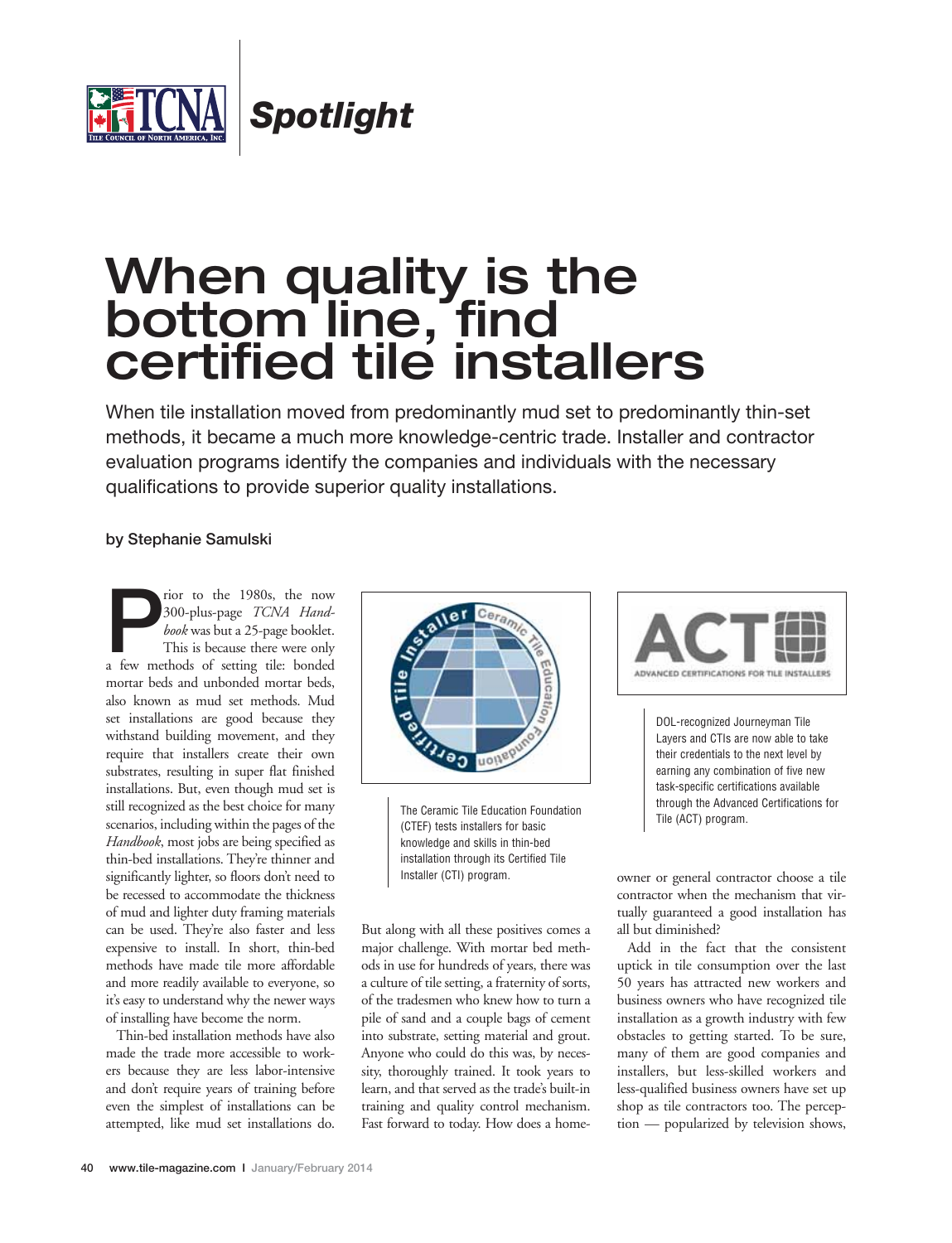TCNA **Spotlight**

# When quality is the bottom line, find certified tile installers

When tile installation moved from predominantly mud set to predominantly thin-set methods, it became a much more knowledge-centric trade. Installer and contractor evaluation programs identify the companies and individuals with the necessary qualifications to provide superior quality installations.

**by Stephanie Samulski**

Prior to the 1980s, the now 300-plus-page *TCNA Handbook* was but a 25-page booklet. This is because there were only a few methods of setting tile: bonded mortar beds and unbonded mortar beds, also known as mud set methods. Mud set installations are good because they withstand building movement, and they require that installers create their own substrates, resulting in super flat finished installations. But, even though mud set is still recognized as the best choice for many scenarios, including within the pages of the *Handbook*, most jobs are being specified as thin-bed installations. They're thinner and significantly lighter, so floors don't need to be recessed to accommodate the thickness of mud and lighter duty framing materials can be used. They're also faster and less expensive to install. In short, thin-bed methods have made tile more affordable and more readily available to everyone, so it's easy to understand why the newer ways of installing have become the norm.

Thin-bed installation methods have also made the trade more accessible to workers because they are less labor-intensive and don't require years of training before even the simplest of installations can be attempted, like mud set installations do.

The Ceramic Tile Education Foundation (CTEF) tests installers for basic knowledge and skills in thin-bed installation through its Certified Tile Installer (CTI) program.

But along with all these positives comes a major challenge. With mortar bed methods in use for hundreds of years, there was a culture of tile setting, a fraternity of sorts, of the tradesmen who knew how to turn a pile of sand and a couple bags of cement into substrate, setting material and grout. Anyone who could do this was, by necessity, thoroughly trained. It took years to learn, and that served as the trade's built-in training and quality control mechanism. Fast forward to today. How does a home-

ACT — ADVANCED CERTIFICATIONS FOR TILE INSTALLERS

DOL-recognized Journeyman Tile Layers and CTIs are now able to take their credentials to the next level by earning any combination of five new task-specific certifications available through the Advanced Certifications for Tile (ACT) program.

owner or general contractor choose a tile contractor when the mechanism that virtually guaranteed a good installation has all but diminished?

Add in the fact that the consistent uptick in tile consumption over the last 50 years has attracted new workers and business owners who have recognized tile installation as a growth industry with few obstacles to getting started. To be sure, many of them are good companies and installers, but less-skilled workers and less-qualified business owners have set up shop as tile contractors too. The perception — popularized by television shows,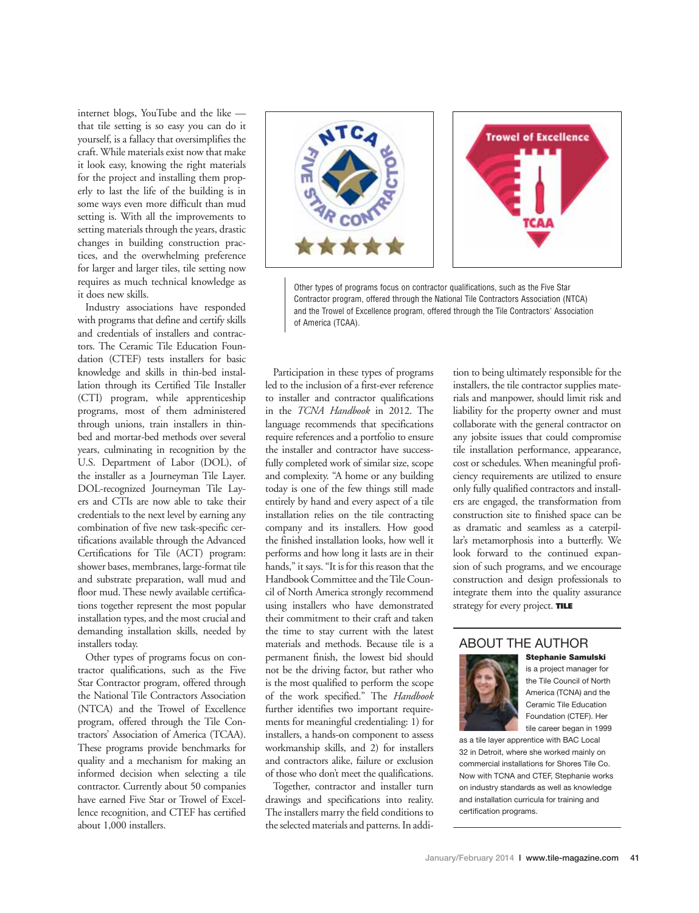internet blogs, YouTube and the like — that tile setting is so easy you can do it yourself, is a fallacy that oversimplifies the craft. While materials exist now that make it look easy, knowing the right materials for the project and installing them properly to last the life of the building is in some ways even more difficult than mud setting is. With all the improvements to setting materials through the years, drastic changes in building construction practices, and the overwhelming preference for larger and larger tiles, tile setting now requires as much technical knowledge as it does new skills.

Industry associations have responded with programs that define and certify skills and credentials of installers and contractors. The Ceramic Tile Education Foundation (CTEF) tests installers for basic knowledge and skills in thin-bed installation through its Certified Tile Installer (CTI) program, while apprenticeship programs, most of them administered through unions, train installers in thin-bed and mortar-bed methods over several years, culminating in recognition by the U.S. Department of Labor (DOL), of the installer as a Journeyman Tile Layer. DOL-recognized Journeyman Tile Layers and CTIs are now able to take their credentials to the next level by earning any combination of five new task-specific certifications available through the Advanced Certifications for Tile (ACT) program: shower bases, membranes, large-format tile and substrate preparation, wall mud and floor mud. These newly available certifications together represent the most popular installation types, and the most crucial and demanding installation skills, needed by installers today.

Other types of programs focus on contractor qualifications, such as the Five Star Contractor program, offered through the National Tile Contractors Association (NTCA) and the Trowel of Excellence program, offered through the Tile Contractors' Association of America (TCAA). These programs provide benchmarks for quality and a mechanism for making an informed decision when selecting a tile contractor. Currently about 50 companies have earned Five Star or Trowel of Excellence recognition, and CTEF has certified about 1,000 installers.

Other types of programs focus on contractor qualifications, such as the Five Star Contractor program, offered through the National Tile Contractors Association (NTCA) and the Trowel of Excellence program, offered through the Tile Contractors' Association of America (TCAA).

Participation in these types of programs led to the inclusion of a first-ever reference to installer and contractor qualifications in the *TCNA Handbook* in 2012. The language recommends that specifications require references and a portfolio to ensure the installer and contractor have successfully completed work of similar size, scope and complexity. "A home or any building today is one of the few things still made entirely by hand and every aspect of a tile installation relies on the tile contracting company and its installers. How good the finished installation looks, how well it performs and how long it lasts are in their hands," it says. "It is for this reason that the Handbook Committee and the Tile Council of North America strongly recommend using installers who have demonstrated their commitment to their craft and taken the time to stay current with the latest materials and methods. Because tile is a permanent finish, the lowest bid should not be the driving factor, but rather who is the most qualified to perform the scope of the work specified." The *Handbook* further identifies two important requirements for meaningful credentialing: 1) for installers, a hands-on component to assess workmanship skills, and 2) for installers and contractors alike, failure or exclusion of those who don't meet the qualifications.

Together, contractor and installer turn drawings and specifications into reality. The installers marry the field conditions to the selected materials and patterns. In addition to being ultimately responsible for the installers, the tile contractor supplies materials and manpower, should limit risk and liability for the property owner and must collaborate with the general contractor on any jobsite issues that could compromise tile installation performance, appearance, cost or schedules. When meaningful proficiency requirements are utilized to ensure only fully qualified contractors and installers are engaged, the transformation from construction site to finished space can be as dramatic and seamless as a caterpillar's metamorphosis into a butterfly. We look forward to the continued expansion of such programs, and we encourage construction and design professionals to integrate them into the quality assurance strategy for every project. **TILE**

## ABOUT THE AUTHOR

**Stephanie Samulski** is a project manager for the Tile Council of North America (TCNA) and the Ceramic Tile Education Foundation (CTEF). Her tile career began in 1999 as a tile layer apprentice with BAC Local 32 in Detroit, where she worked mainly on commercial installations for Shores Tile Co. Now with TCNA and CTEF, Stephanie works on industry standards as well as knowledge and installation curricula for training and certification programs.